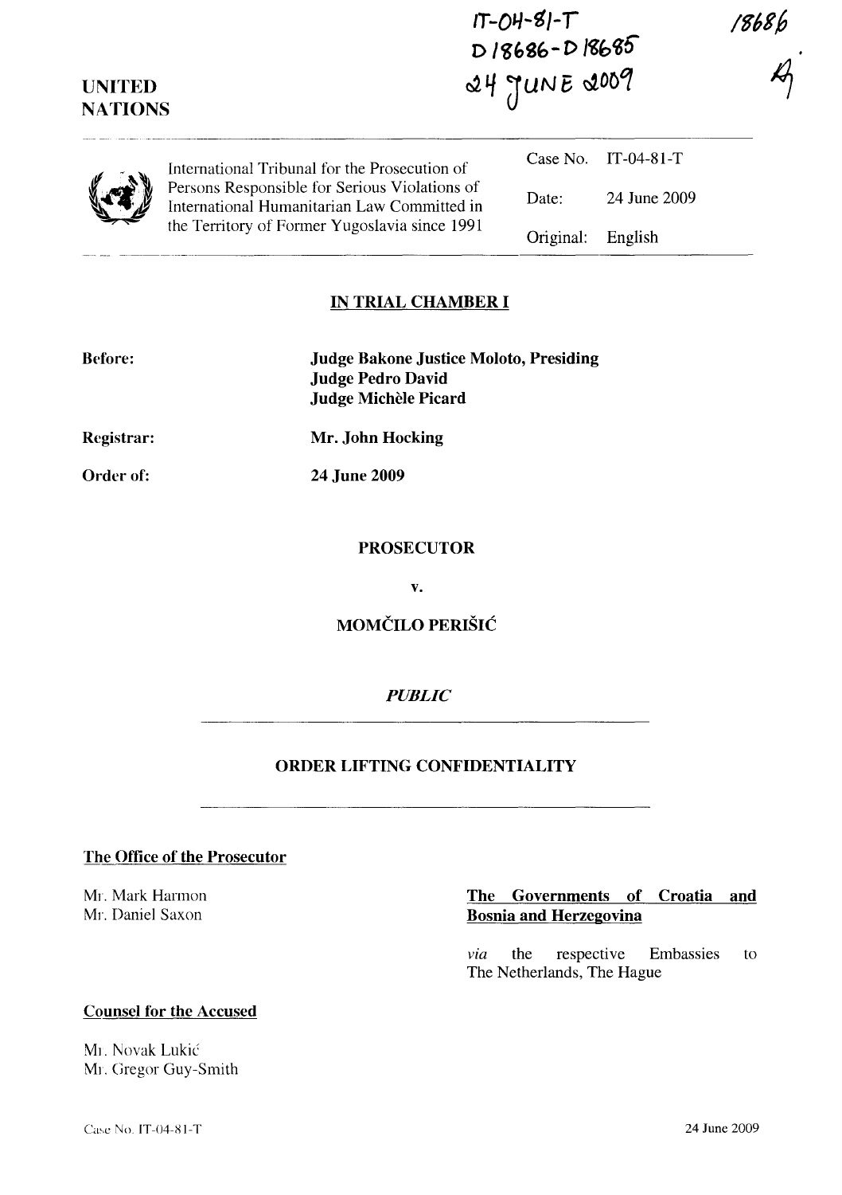IT-04-81-T
D 18686 - D 18685
24 JUNE 2009

18686

UNITED
NATIONS

International Tribunal for the Prosecution of Persons Responsible for Serious Violations of International Humanitarian Law Committed in the Territory of Former Yugoslavia since 1991

| | |
|---|---|
| Case No. | IT-04-81-T |
| Date: | 24 June 2009 |
| Original: | English |

## IN TRIAL CHAMBER I

**Before:** **Judge Bakone Justice Moloto, Presiding**
**Judge Pedro David**
**Judge Michèle Picard**

**Registrar:** **Mr. John Hocking**

**Order of:** **24 June 2009**

**PROSECUTOR**

**v.**

**MOMČILO PERIŠIĆ**

*PUBLIC*

**ORDER LIFTING CONFIDENTIALITY**

**The Office of the Prosecutor**

Mr. Mark Harmon
Mr. Daniel Saxon

**Counsel for the Accused**

Mr. Novak Lukić
Mr. Gregor Guy-Smith

**The Governments of Croatia and Bosnia and Herzegovina**

*via* the respective Embassies to The Netherlands, The Hague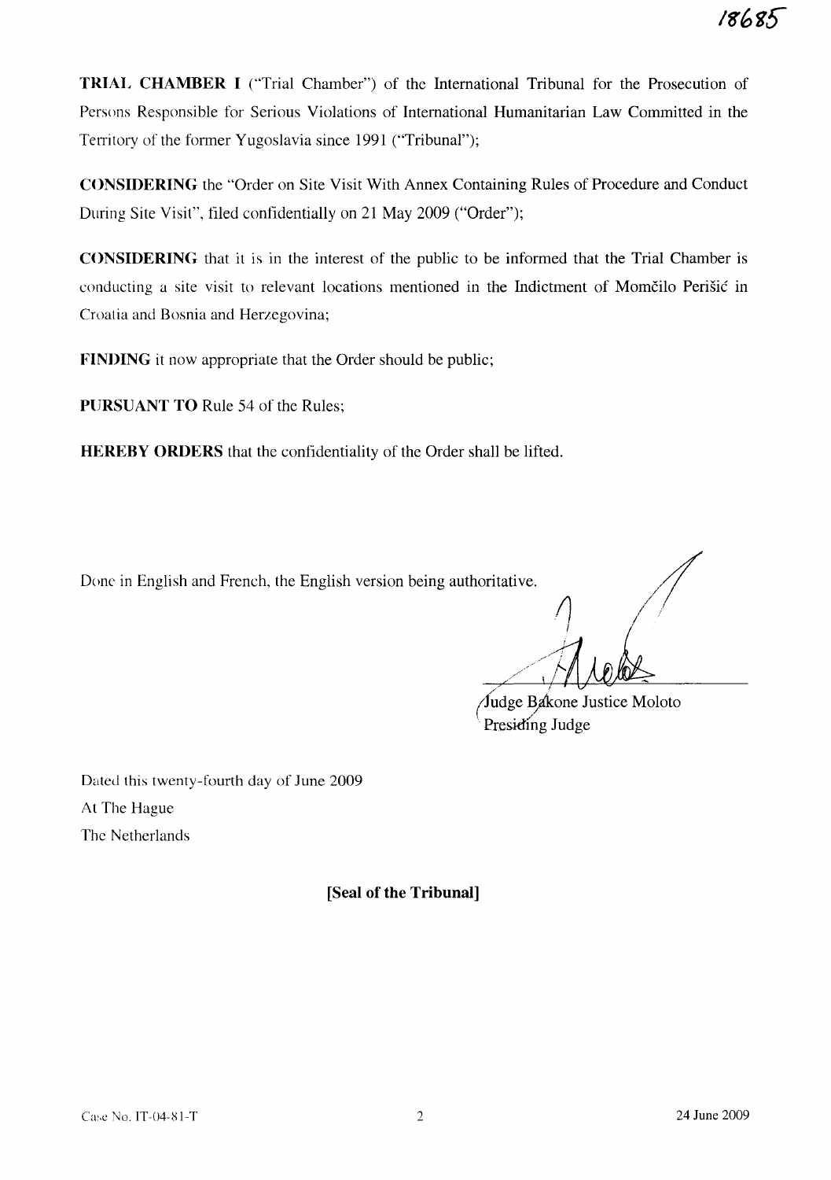**TRIAL CHAMBER I** ("Trial Chamber") of the International Tribunal for the Prosecution of Persons Responsible for Serious Violations of International Humanitarian Law Committed in the Territory of the former Yugoslavia since 1991 ("Tribunal");

**CONSIDERING** the "Order on Site Visit With Annex Containing Rules of Procedure and Conduct During Site Visit", filed confidentially on 21 May 2009 ("Order");

**CONSIDERING** that it is in the interest of the public to be informed that the Trial Chamber is conducting a site visit to relevant locations mentioned in the Indictment of Momčilo Perišić in Croatia and Bosnia and Herzegovina;

**FINDING** it now appropriate that the Order should be public;

**PURSUANT TO** Rule 54 of the Rules;

**HEREBY ORDERS** that the confidentiality of the Order shall be lifted.

Done in English and French, the English version being authoritative.

Judge Bakone Justice Moloto
Presiding Judge

Dated this twenty-fourth day of June 2009
At The Hague
The Netherlands

**[Seal of the Tribunal]**